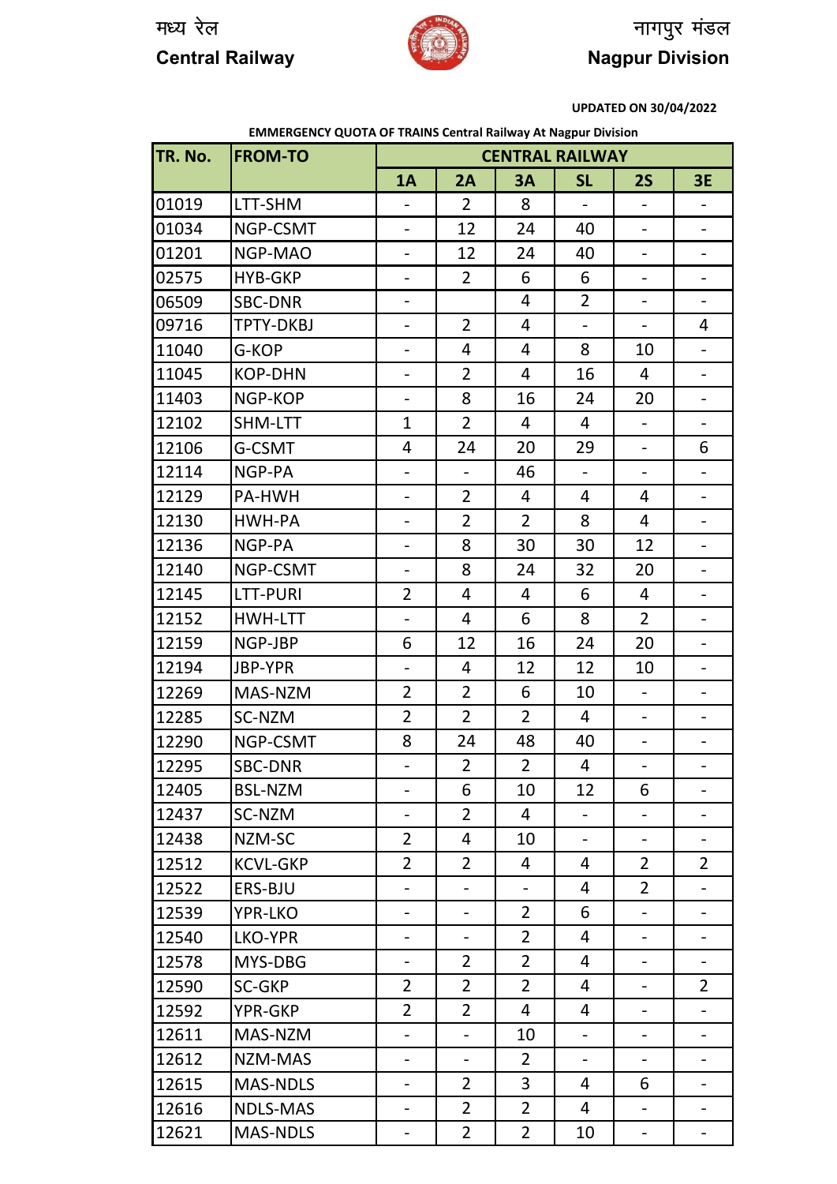मध्य रेल
**Central Railway**

नागपुर मंडल
**Nagpur Division**

**UPDATED ON 30/04/2022**

**EMMERGENCY QUOTA OF TRAINS Central Railway At Nagpur Division**

| TR. No. | FROM-TO | CENTRAL RAILWAY | | | | | |
|---|---|---|---|---|---|---|---|
| | | 1A | 2A | 3A | SL | 2S | 3E |
| 01019 | LTT-SHM | - | 2 | 8 | - | - | - |
| 01034 | NGP-CSMT | - | 12 | 24 | 40 | - | - |
| 01201 | NGP-MAO | - | 12 | 24 | 40 | - | - |
| 02575 | HYB-GKP | - | 2 | 6 | 6 | - | - |
| 06509 | SBC-DNR | - | | 4 | 2 | - | - |
| 09716 | TPTY-DKBJ | - | 2 | 4 | - | - | 4 |
| 11040 | G-KOP | - | 4 | 4 | 8 | 10 | - |
| 11045 | KOP-DHN | - | 2 | 4 | 16 | 4 | - |
| 11403 | NGP-KOP | - | 8 | 16 | 24 | 20 | - |
| 12102 | SHM-LTT | 1 | 2 | 4 | 4 | - | - |
| 12106 | G-CSMT | 4 | 24 | 20 | 29 | - | 6 |
| 12114 | NGP-PA | - | - | 46 | - | - | - |
| 12129 | PA-HWH | - | 2 | 4 | 4 | 4 | - |
| 12130 | HWH-PA | - | 2 | 2 | 8 | 4 | - |
| 12136 | NGP-PA | - | 8 | 30 | 30 | 12 | - |
| 12140 | NGP-CSMT | - | 8 | 24 | 32 | 20 | - |
| 12145 | LTT-PURI | 2 | 4 | 4 | 6 | 4 | - |
| 12152 | HWH-LTT | - | 4 | 6 | 8 | 2 | - |
| 12159 | NGP-JBP | 6 | 12 | 16 | 24 | 20 | - |
| 12194 | JBP-YPR | - | 4 | 12 | 12 | 10 | - |
| 12269 | MAS-NZM | 2 | 2 | 6 | 10 | - | - |
| 12285 | SC-NZM | 2 | 2 | 2 | 4 | - | - |
| 12290 | NGP-CSMT | 8 | 24 | 48 | 40 | - | - |
| 12295 | SBC-DNR | - | 2 | 2 | 4 | - | - |
| 12405 | BSL-NZM | - | 6 | 10 | 12 | 6 | - |
| 12437 | SC-NZM | - | 2 | 4 | - | - | - |
| 12438 | NZM-SC | 2 | 4 | 10 | - | - | - |
| 12512 | KCVL-GKP | 2 | 2 | 4 | 4 | 2 | 2 |
| 12522 | ERS-BJU | - | - | - | 4 | 2 | - |
| 12539 | YPR-LKO | - | - | 2 | 6 | - | - |
| 12540 | LKO-YPR | - | - | 2 | 4 | - | - |
| 12578 | MYS-DBG | - | 2 | 2 | 4 | - | - |
| 12590 | SC-GKP | 2 | 2 | 2 | 4 | - | 2 |
| 12592 | YPR-GKP | 2 | 2 | 4 | 4 | - | - |
| 12611 | MAS-NZM | - | - | 10 | - | - | - |
| 12612 | NZM-MAS | - | - | 2 | - | - | - |
| 12615 | MAS-NDLS | - | 2 | 3 | 4 | 6 | - |
| 12616 | NDLS-MAS | - | 2 | 2 | 4 | - | - |
| 12621 | MAS-NDLS | - | 2 | 2 | 10 | - | - |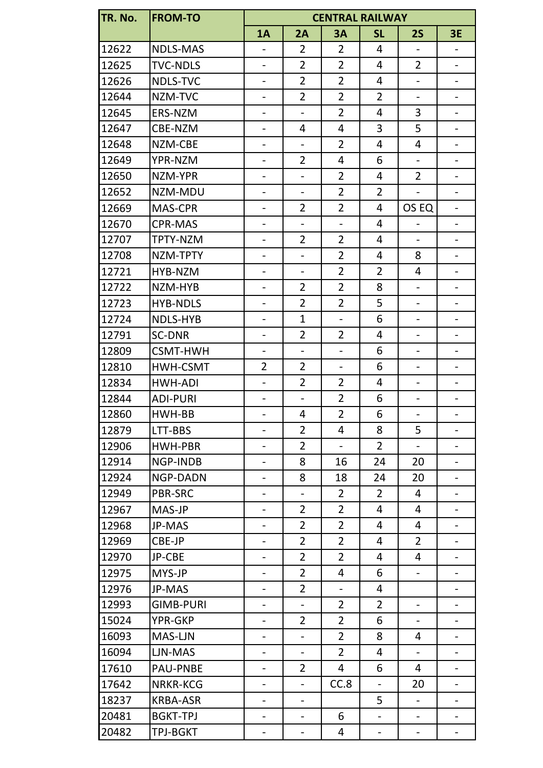| TR. No. | FROM-TO | CENTRAL RAILWAY | | | | | |
|---|---|---|---|---|---|---|---|
| | | 1A | 2A | 3A | SL | 2S | 3E |
| 12622 | NDLS-MAS | - | 2 | 2 | 4 | - | - |
| 12625 | TVC-NDLS | - | 2 | 2 | 4 | 2 | - |
| 12626 | NDLS-TVC | - | 2 | 2 | 4 | - | - |
| 12644 | NZM-TVC | - | 2 | 2 | 2 | - | - |
| 12645 | ERS-NZM | - | - | 2 | 4 | 3 | - |
| 12647 | CBE-NZM | - | 4 | 4 | 3 | 5 | - |
| 12648 | NZM-CBE | - | - | 2 | 4 | 4 | - |
| 12649 | YPR-NZM | - | 2 | 4 | 6 | - | - |
| 12650 | NZM-YPR | - | - | 2 | 4 | 2 | - |
| 12652 | NZM-MDU | - | - | 2 | 2 | - | - |
| 12669 | MAS-CPR | - | 2 | 2 | 4 | OS EQ | - |
| 12670 | CPR-MAS | - | - | - | 4 | - | - |
| 12707 | TPTY-NZM | - | 2 | 2 | 4 | - | - |
| 12708 | NZM-TPTY | - | - | 2 | 4 | 8 | - |
| 12721 | HYB-NZM | - | - | 2 | 2 | 4 | - |
| 12722 | NZM-HYB | - | 2 | 2 | 8 | - | - |
| 12723 | HYB-NDLS | - | 2 | 2 | 5 | - | - |
| 12724 | NDLS-HYB | - | 1 | - | 6 | - | - |
| 12791 | SC-DNR | - | 2 | 2 | 4 | - | - |
| 12809 | CSMT-HWH | - | - | - | 6 | - | - |
| 12810 | HWH-CSMT | 2 | 2 | - | 6 | - | - |
| 12834 | HWH-ADI | - | 2 | 2 | 4 | - | - |
| 12844 | ADI-PURI | - | - | 2 | 6 | - | - |
| 12860 | HWH-BB | - | 4 | 2 | 6 | - | - |
| 12879 | LTT-BBS | - | 2 | 4 | 8 | 5 | - |
| 12906 | HWH-PBR | - | 2 | - | 2 | - | - |
| 12914 | NGP-INDB | - | 8 | 16 | 24 | 20 | - |
| 12924 | NGP-DADN | - | 8 | 18 | 24 | 20 | - |
| 12949 | PBR-SRC | - | - | 2 | 2 | 4 | - |
| 12967 | MAS-JP | - | 2 | 2 | 4 | 4 | - |
| 12968 | JP-MAS | - | 2 | 2 | 4 | 4 | - |
| 12969 | CBE-JP | - | 2 | 2 | 4 | 2 | - |
| 12970 | JP-CBE | - | 2 | 2 | 4 | 4 | - |
| 12975 | MYS-JP | - | 2 | 4 | 6 | - | - |
| 12976 | JP-MAS | - | 2 | - | 4 | | - |
| 12993 | GIMB-PURI | - | - | 2 | 2 | - | - |
| 15024 | YPR-GKP | - | 2 | 2 | 6 | - | - |
| 16093 | MAS-LJN | - | - | 2 | 8 | 4 | - |
| 16094 | LJN-MAS | - | - | 2 | 4 | - | - |
| 17610 | PAU-PNBE | - | 2 | 4 | 6 | 4 | - |
| 17642 | NRKR-KCG | - | - | CC.8 | - | 20 | - |
| 18237 | KRBA-ASR | - | - | | 5 | - | - |
| 20481 | BGKT-TPJ | - | - | 6 | - | - | - |
| 20482 | TPJ-BGKT | - | - | 4 | - | - | - |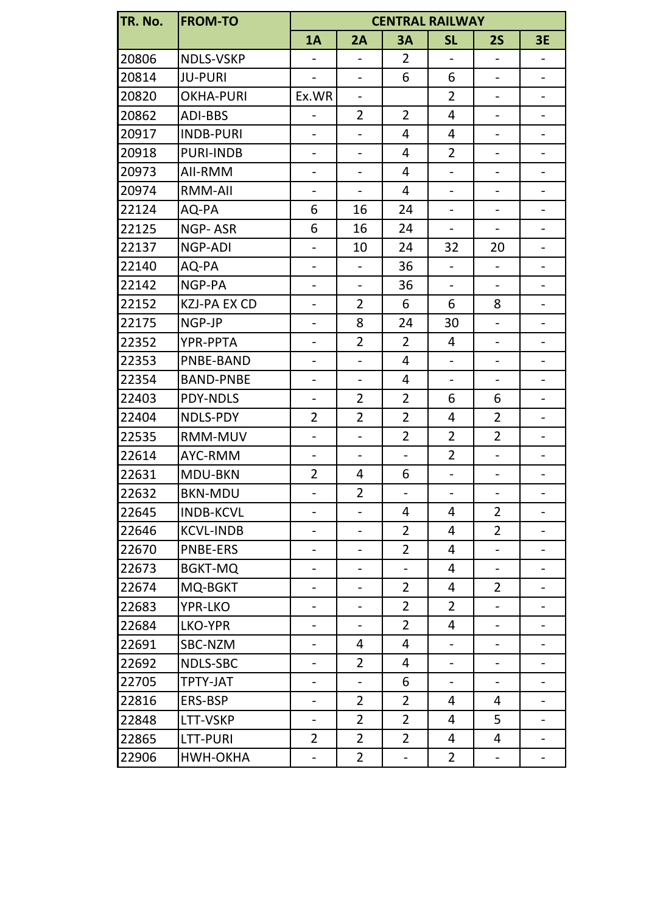| TR. No. | FROM-TO | CENTRAL RAILWAY | | | | | |
|---|---|---|---|---|---|---|---|
| | | 1A | 2A | 3A | SL | 2S | 3E |
| 20806 | NDLS-VSKP | - | - | 2 | - | - | - |
| 20814 | JU-PURI | - | - | 6 | 6 | - | - |
| 20820 | OKHA-PURI | Ex.WR | - | | 2 | - | - |
| 20862 | ADI-BBS | - | 2 | 2 | 4 | - | - |
| 20917 | INDB-PURI | - | - | 4 | 4 | - | - |
| 20918 | PURI-INDB | - | - | 4 | 2 | - | - |
| 20973 | AII-RMM | - | - | 4 | - | - | - |
| 20974 | RMM-AII | - | - | 4 | - | - | - |
| 22124 | AQ-PA | 6 | 16 | 24 | - | - | - |
| 22125 | NGP- ASR | 6 | 16 | 24 | - | - | - |
| 22137 | NGP-ADI | - | 10 | 24 | 32 | 20 | - |
| 22140 | AQ-PA | - | - | 36 | - | - | - |
| 22142 | NGP-PA | - | - | 36 | - | - | - |
| 22152 | KZJ-PA EX CD | - | 2 | 6 | 6 | 8 | - |
| 22175 | NGP-JP | - | 8 | 24 | 30 | - | - |
| 22352 | YPR-PPTA | - | 2 | 2 | 4 | - | - |
| 22353 | PNBE-BAND | - | - | 4 | - | - | - |
| 22354 | BAND-PNBE | - | - | 4 | - | - | - |
| 22403 | PDY-NDLS | - | 2 | 2 | 6 | 6 | - |
| 22404 | NDLS-PDY | 2 | 2 | 2 | 4 | 2 | - |
| 22535 | RMM-MUV | - | - | 2 | 2 | 2 | - |
| 22614 | AYC-RMM | - | - | - | 2 | - | - |
| 22631 | MDU-BKN | 2 | 4 | 6 | - | - | - |
| 22632 | BKN-MDU | - | 2 | - | - | - | - |
| 22645 | INDB-KCVL | - | - | 4 | 4 | 2 | - |
| 22646 | KCVL-INDB | - | - | 2 | 4 | 2 | - |
| 22670 | PNBE-ERS | - | - | 2 | 4 | - | - |
| 22673 | BGKT-MQ | - | - | - | 4 | - | - |
| 22674 | MQ-BGKT | - | - | 2 | 4 | 2 | - |
| 22683 | YPR-LKO | - | - | 2 | 2 | - | - |
| 22684 | LKO-YPR | - | - | 2 | 4 | - | - |
| 22691 | SBC-NZM | - | 4 | 4 | - | - | - |
| 22692 | NDLS-SBC | - | 2 | 4 | - | - | - |
| 22705 | TPTY-JAT | - | - | 6 | - | - | - |
| 22816 | ERS-BSP | - | 2 | 2 | 4 | 4 | - |
| 22848 | LTT-VSKP | - | 2 | 2 | 4 | 5 | - |
| 22865 | LTT-PURI | 2 | 2 | 2 | 4 | 4 | - |
| 22906 | HWH-OKHA | - | 2 | - | 2 | - | - |